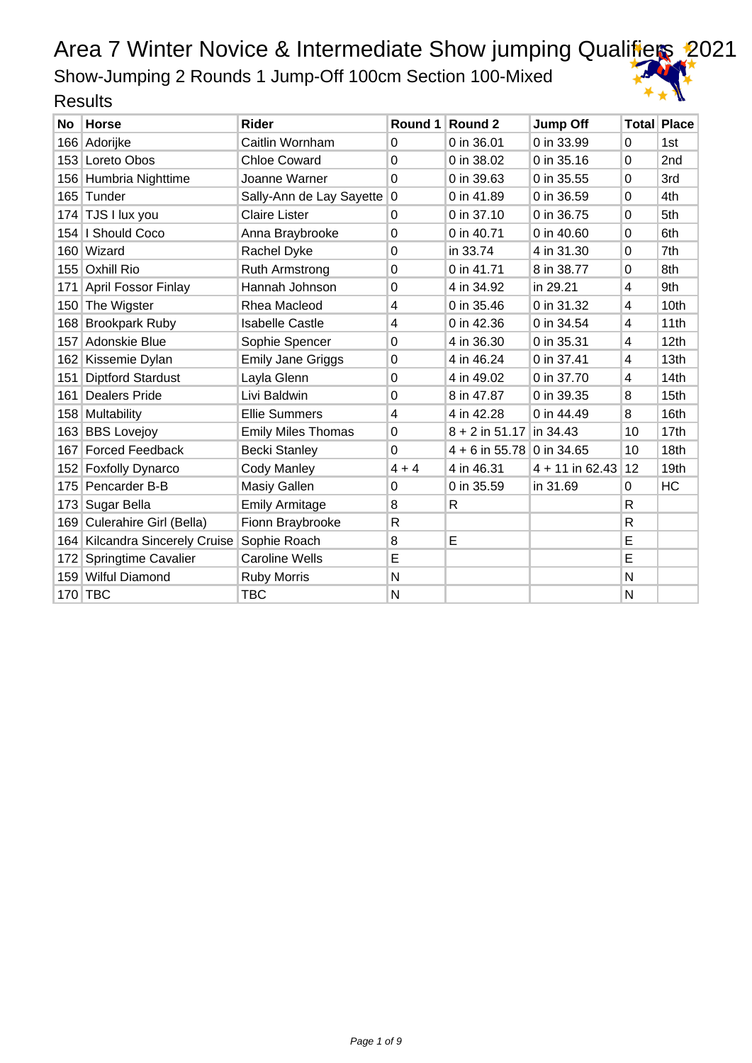# Area 7 Winter Novice & Intermediate Show jumping Qualifiers 2021

## Show-Jumping 2 Rounds 1 Jump-Off 100cm Section 100-Mixed

### Results

| No | Horse | Rider | Round 1 | Round 2 | Jump Off | Total | Place |
|---|---|---|---|---|---|---|---|
| 166 | Adorijke | Caitlin Wornham | 0 | 0 in 36.01 | 0 in 33.99 | 0 | 1st |
| 153 | Loreto Obos | Chloe Coward | 0 | 0 in 38.02 | 0 in 35.16 | 0 | 2nd |
| 156 | Humbria Nighttime | Joanne Warner | 0 | 0 in 39.63 | 0 in 35.55 | 0 | 3rd |
| 165 | Tunder | Sally-Ann de Lay Sayette | 0 | 0 in 41.89 | 0 in 36.59 | 0 | 4th |
| 174 | TJS I lux you | Claire Lister | 0 | 0 in 37.10 | 0 in 36.75 | 0 | 5th |
| 154 | I Should Coco | Anna Braybrooke | 0 | 0 in 40.71 | 0 in 40.60 | 0 | 6th |
| 160 | Wizard | Rachel Dyke | 0 | in 33.74 | 4 in 31.30 | 0 | 7th |
| 155 | Oxhill Rio | Ruth Armstrong | 0 | 0 in 41.71 | 8 in 38.77 | 0 | 8th |
| 171 | April Fossor Finlay | Hannah Johnson | 0 | 4 in 34.92 | in 29.21 | 4 | 9th |
| 150 | The Wigster | Rhea Macleod | 4 | 0 in 35.46 | 0 in 31.32 | 4 | 10th |
| 168 | Brookpark Ruby | Isabelle Castle | 4 | 0 in 42.36 | 0 in 34.54 | 4 | 11th |
| 157 | Adonskie Blue | Sophie Spencer | 0 | 4 in 36.30 | 0 in 35.31 | 4 | 12th |
| 162 | Kissemie Dylan | Emily Jane Griggs | 0 | 4 in 46.24 | 0 in 37.41 | 4 | 13th |
| 151 | Diptford Stardust | Layla Glenn | 0 | 4 in 49.02 | 0 in 37.70 | 4 | 14th |
| 161 | Dealers Pride | Livi Baldwin | 0 | 8 in 47.87 | 0 in 39.35 | 8 | 15th |
| 158 | Multability | Ellie Summers | 4 | 4 in 42.28 | 0 in 44.49 | 8 | 16th |
| 163 | BBS Lovejoy | Emily Miles Thomas | 0 | 8 + 2 in 51.17 | in 34.43 | 10 | 17th |
| 167 | Forced Feedback | Becki Stanley | 0 | 4 + 6 in 55.78 | 0 in 34.65 | 10 | 18th |
| 152 | Foxfolly Dynarco | Cody Manley | 4 + 4 | 4 in 46.31 | 4 + 11 in 62.43 | 12 | 19th |
| 175 | Pencarder B-B | Masiy Gallen | 0 | 0 in 35.59 | in 31.69 | 0 | HC |
| 173 | Sugar Bella | Emily Armitage | 8 | R | | R | |
| 169 | Culerahire Girl (Bella) | Fionn Braybrooke | R | | | R | |
| 164 | Kilcandra Sincerely Cruise | Sophie Roach | 8 | E | | E | |
| 172 | Springtime Cavalier | Caroline Wells | E | | | E | |
| 159 | Wilful Diamond | Ruby Morris | N | | | N | |
| 170 | TBC | TBC | N | | | N | |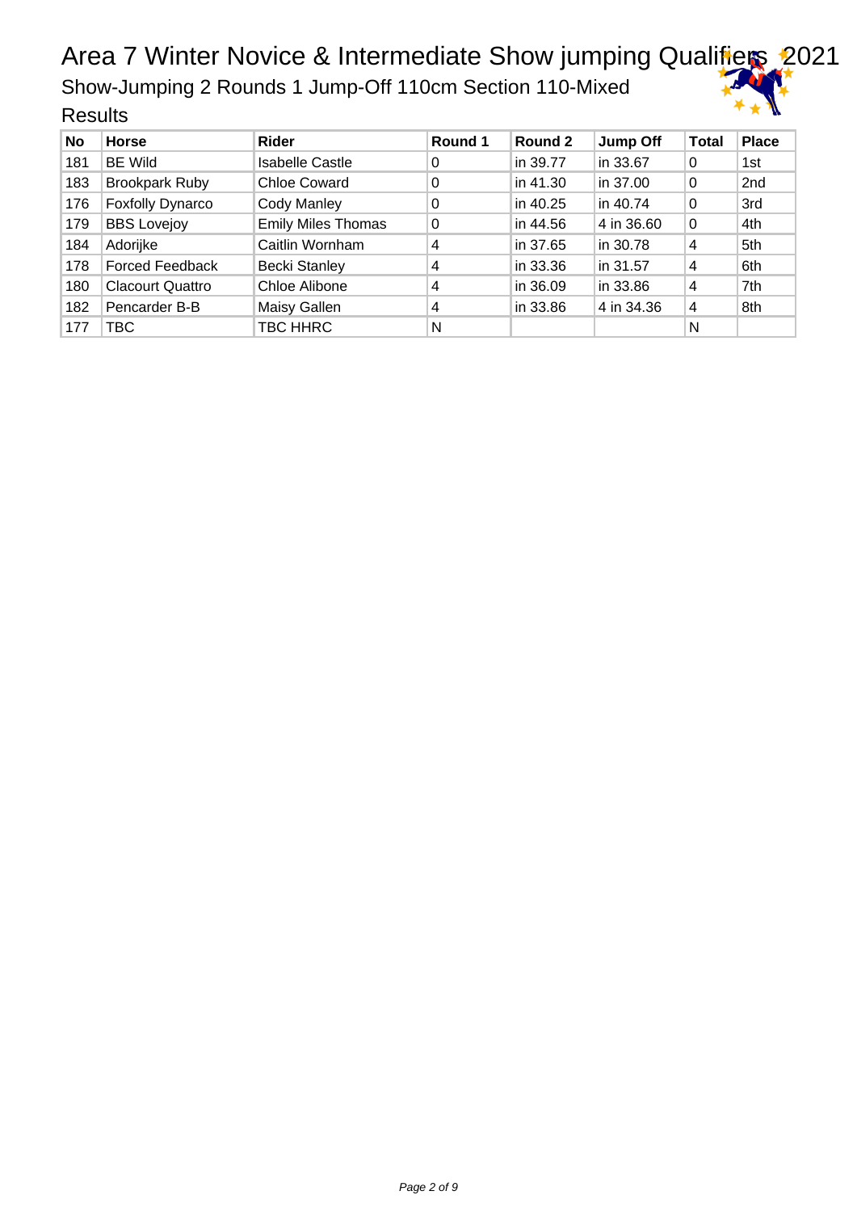# Area 7 Winter Novice & Intermediate Show jumping Qualifiers 2021

## Show-Jumping 2 Rounds 1 Jump-Off 110cm Section 110-Mixed

### Results

| No | Horse | Rider | Round 1 | Round 2 | Jump Off | Total | Place |
|---|---|---|---|---|---|---|---|
| 181 | BE Wild | Isabelle Castle | 0 | in 39.77 | in 33.67 | 0 | 1st |
| 183 | Brookpark Ruby | Chloe Coward | 0 | in 41.30 | in 37.00 | 0 | 2nd |
| 176 | Foxfolly Dynarco | Cody Manley | 0 | in 40.25 | in 40.74 | 0 | 3rd |
| 179 | BBS Lovejoy | Emily Miles Thomas | 0 | in 44.56 | 4 in 36.60 | 0 | 4th |
| 184 | Adorijke | Caitlin Wornham | 4 | in 37.65 | in 30.78 | 4 | 5th |
| 178 | Forced Feedback | Becki Stanley | 4 | in 33.36 | in 31.57 | 4 | 6th |
| 180 | Clacourt Quattro | Chloe Alibone | 4 | in 36.09 | in 33.86 | 4 | 7th |
| 182 | Pencarder B-B | Maisy Gallen | 4 | in 33.86 | 4 in 34.36 | 4 | 8th |
| 177 | TBC | TBC HHRC | N | | | N | |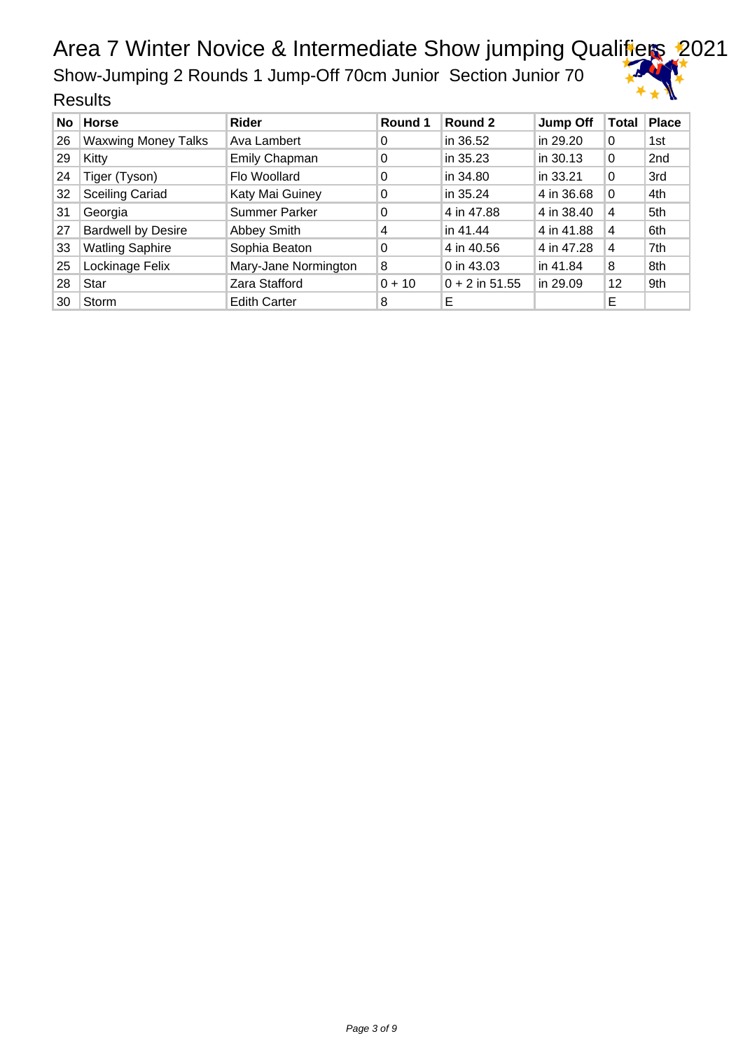# Area 7 Winter Novice & Intermediate Show jumping Qualifiers 2021

## Show-Jumping 2 Rounds 1 Jump-Off 70cm Junior Section Junior 70

### Results

| No | Horse | Rider | Round 1 | Round 2 | Jump Off | Total | Place |
|---|---|---|---|---|---|---|---|
| 26 | Waxwing Money Talks | Ava Lambert | 0 | in 36.52 | in 29.20 | 0 | 1st |
| 29 | Kitty | Emily Chapman | 0 | in 35.23 | in 30.13 | 0 | 2nd |
| 24 | Tiger (Tyson) | Flo Woollard | 0 | in 34.80 | in 33.21 | 0 | 3rd |
| 32 | Sceiling Cariad | Katy Mai Guiney | 0 | in 35.24 | 4 in 36.68 | 0 | 4th |
| 31 | Georgia | Summer Parker | 0 | 4 in 47.88 | 4 in 38.40 | 4 | 5th |
| 27 | Bardwell by Desire | Abbey Smith | 4 | in 41.44 | 4 in 41.88 | 4 | 6th |
| 33 | Watling Saphire | Sophia Beaton | 0 | 4 in 40.56 | 4 in 47.28 | 4 | 7th |
| 25 | Lockinage Felix | Mary-Jane Normington | 8 | 0 in 43.03 | in 41.84 | 8 | 8th |
| 28 | Star | Zara Stafford | 0 + 10 | 0 + 2 in 51.55 | in 29.09 | 12 | 9th |
| 30 | Storm | Edith Carter | 8 | E | | E | |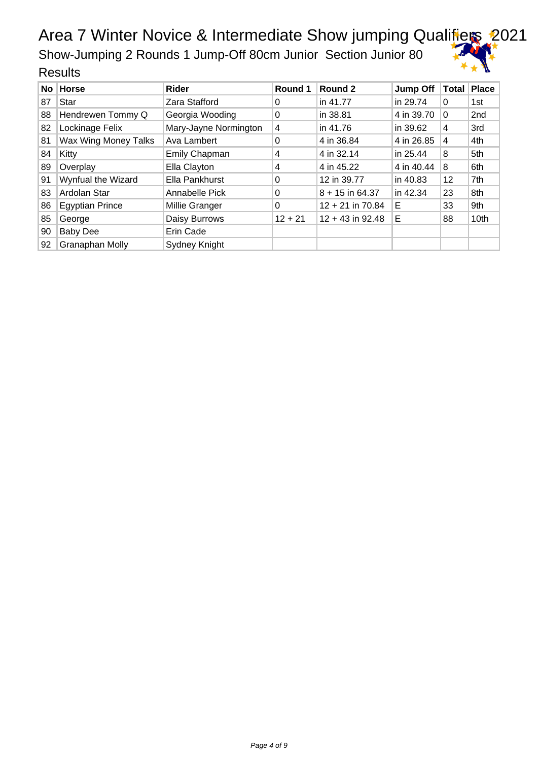# Area 7 Winter Novice & Intermediate Show jumping Qualifiers 2021

## Show-Jumping 2 Rounds 1 Jump-Off 80cm Junior Section Junior 80

### Results

| No | Horse | Rider | Round 1 | Round 2 | Jump Off | Total | Place |
|---|---|---|---|---|---|---|---|
| 87 | Star | Zara Stafford | 0 | in 41.77 | in 29.74 | 0 | 1st |
| 88 | Hendrewen Tommy Q | Georgia Wooding | 0 | in 38.81 | 4 in 39.70 | 0 | 2nd |
| 82 | Lockinage Felix | Mary-Jayne Normington | 4 | in 41.76 | in 39.62 | 4 | 3rd |
| 81 | Wax Wing Money Talks | Ava Lambert | 0 | 4 in 36.84 | 4 in 26.85 | 4 | 4th |
| 84 | Kitty | Emily Chapman | 4 | 4 in 32.14 | in 25.44 | 8 | 5th |
| 89 | Overplay | Ella Clayton | 4 | 4 in 45.22 | 4 in 40.44 | 8 | 6th |
| 91 | Wynfual the Wizard | Ella Pankhurst | 0 | 12 in 39.77 | in 40.83 | 12 | 7th |
| 83 | Ardolan Star | Annabelle Pick | 0 | 8 + 15 in 64.37 | in 42.34 | 23 | 8th |
| 86 | Egyptian Prince | Millie Granger | 0 | 12 + 21 in 70.84 | E | 33 | 9th |
| 85 | George | Daisy Burrows | 12 + 21 | 12 + 43 in 92.48 | E | 88 | 10th |
| 90 | Baby Dee | Erin Cade | | | | | |
| 92 | Granaphan Molly | Sydney Knight | | | | | |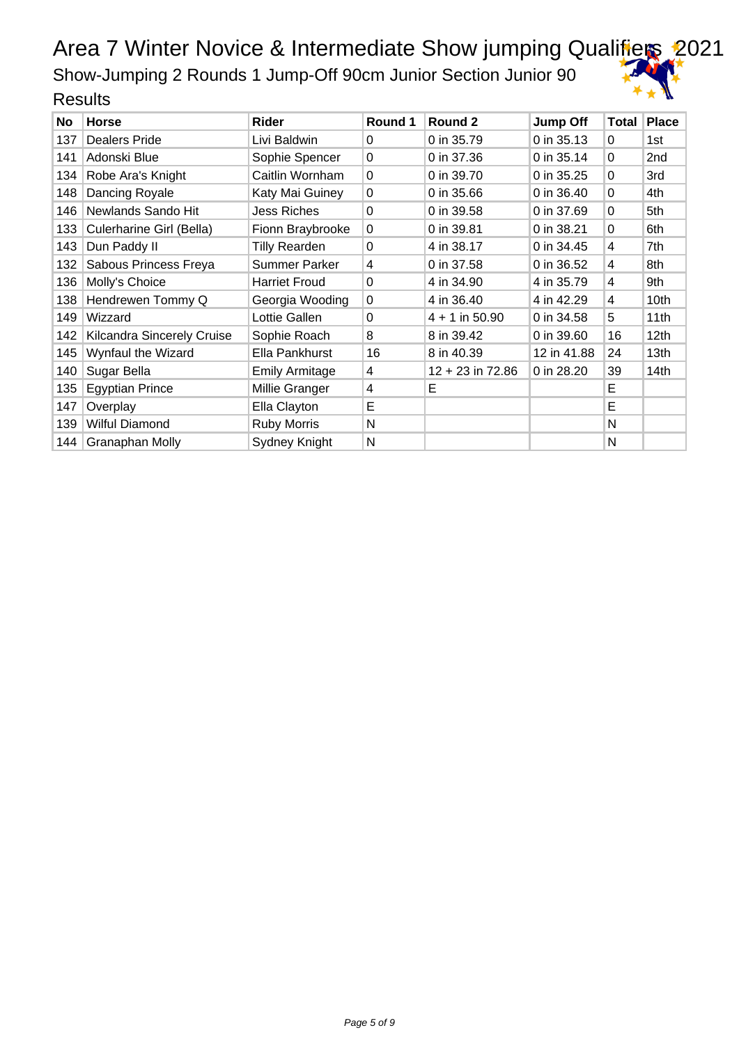# Area 7 Winter Novice & Intermediate Show jumping Qualifiers 2021

## Show-Jumping 2 Rounds 1 Jump-Off 90cm Junior Section Junior 90

### Results

| No | Horse | Rider | Round 1 | Round 2 | Jump Off | Total | Place |
|---|---|---|---|---|---|---|---|
| 137 | Dealers Pride | Livi Baldwin | 0 | 0 in 35.79 | 0 in 35.13 | 0 | 1st |
| 141 | Adonski Blue | Sophie Spencer | 0 | 0 in 37.36 | 0 in 35.14 | 0 | 2nd |
| 134 | Robe Ara's Knight | Caitlin Wornham | 0 | 0 in 39.70 | 0 in 35.25 | 0 | 3rd |
| 148 | Dancing Royale | Katy Mai Guiney | 0 | 0 in 35.66 | 0 in 36.40 | 0 | 4th |
| 146 | Newlands Sando Hit | Jess Riches | 0 | 0 in 39.58 | 0 in 37.69 | 0 | 5th |
| 133 | Culerharine Girl (Bella) | Fionn Braybrooke | 0 | 0 in 39.81 | 0 in 38.21 | 0 | 6th |
| 143 | Dun Paddy II | Tilly Rearden | 0 | 4 in 38.17 | 0 in 34.45 | 4 | 7th |
| 132 | Sabous Princess Freya | Summer Parker | 4 | 0 in 37.58 | 0 in 36.52 | 4 | 8th |
| 136 | Molly's Choice | Harriet Froud | 0 | 4 in 34.90 | 4 in 35.79 | 4 | 9th |
| 138 | Hendrewen Tommy Q | Georgia Wooding | 0 | 4 in 36.40 | 4 in 42.29 | 4 | 10th |
| 149 | Wizzard | Lottie Gallen | 0 | 4 + 1 in 50.90 | 0 in 34.58 | 5 | 11th |
| 142 | Kilcandra Sincerely Cruise | Sophie Roach | 8 | 8 in 39.42 | 0 in 39.60 | 16 | 12th |
| 145 | Wynfaul the Wizard | Ella Pankhurst | 16 | 8 in 40.39 | 12 in 41.88 | 24 | 13th |
| 140 | Sugar Bella | Emily Armitage | 4 | 12 + 23 in 72.86 | 0 in 28.20 | 39 | 14th |
| 135 | Egyptian Prince | Millie Granger | 4 | E | | E | |
| 147 | Overplay | Ella Clayton | E | | | E | |
| 139 | Wilful Diamond | Ruby Morris | N | | | N | |
| 144 | Granaphan Molly | Sydney Knight | N | | | N | |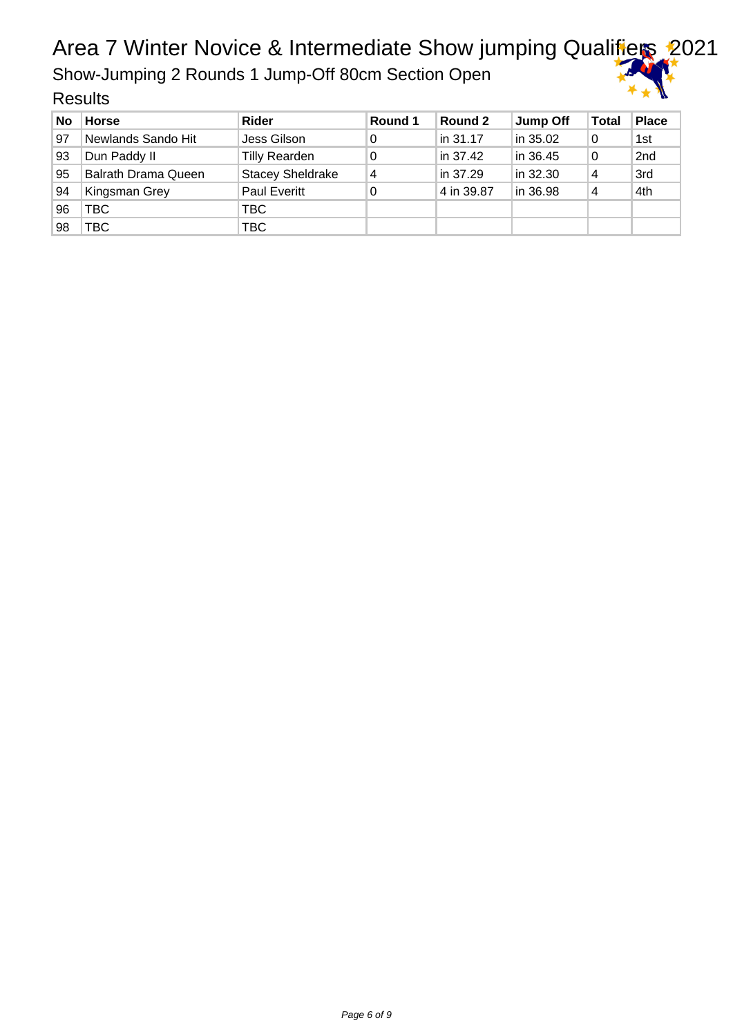# Area 7 Winter Novice & Intermediate Show jumping Qualifiers 2021

## Show-Jumping 2 Rounds 1 Jump-Off 80cm Section Open

### Results

| No | Horse | Rider | Round 1 | Round 2 | Jump Off | Total | Place |
|---|---|---|---|---|---|---|---|
| 97 | Newlands Sando Hit | Jess Gilson | 0 | in 31.17 | in 35.02 | 0 | 1st |
| 93 | Dun Paddy II | Tilly Rearden | 0 | in 37.42 | in 36.45 | 0 | 2nd |
| 95 | Balrath Drama Queen | Stacey Sheldrake | 4 | in 37.29 | in 32.30 | 4 | 3rd |
| 94 | Kingsman Grey | Paul Everitt | 0 | 4 in 39.87 | in 36.98 | 4 | 4th |
| 96 | TBC | TBC | | | | | |
| 98 | TBC | TBC | | | | | |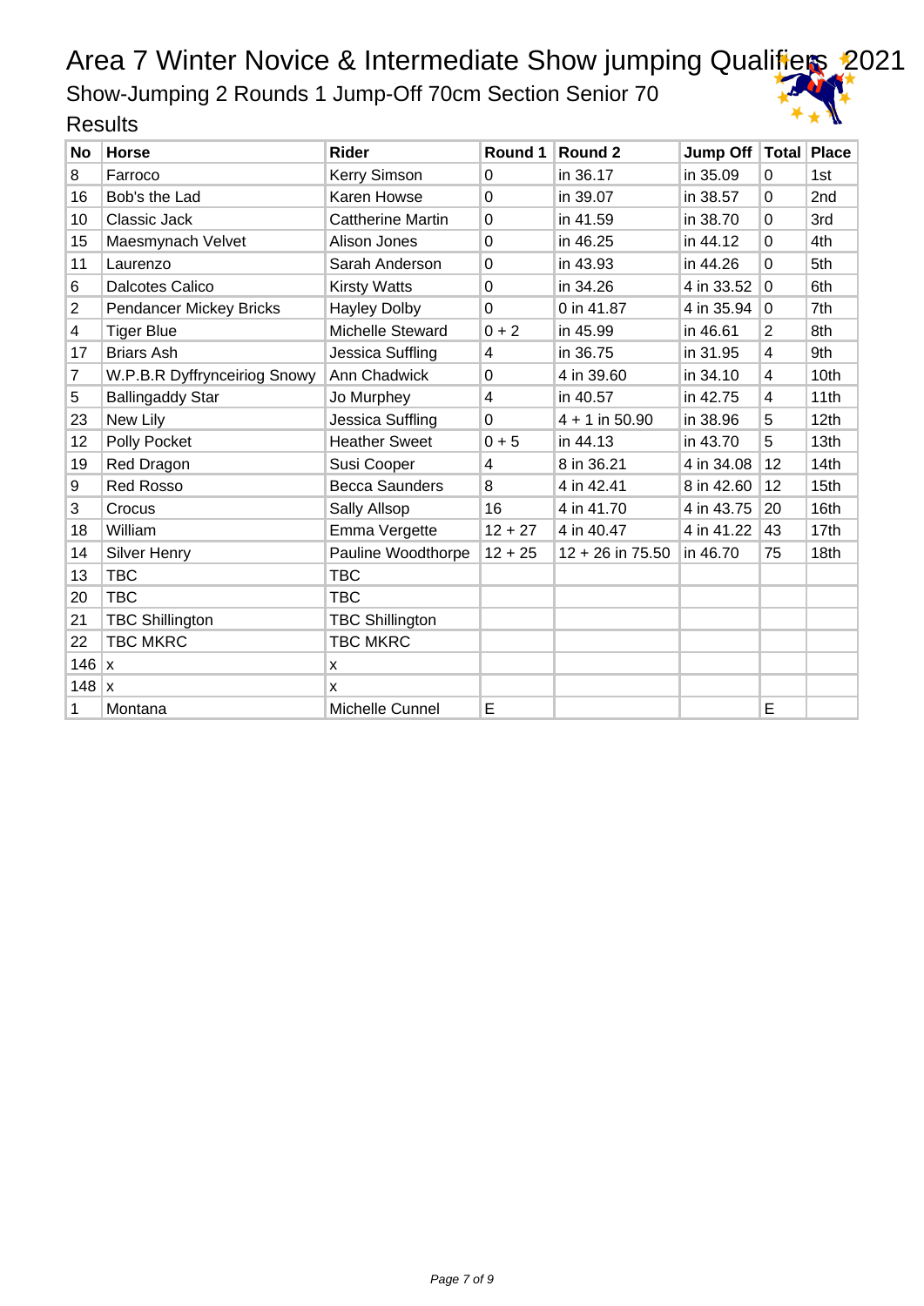# Area 7 Winter Novice & Intermediate Show jumping Qualifiers 2021

## Show-Jumping 2 Rounds 1 Jump-Off 70cm Section Senior 70

### Results

| No | Horse | Rider | Round 1 | Round 2 | Jump Off | Total | Place |
|---|---|---|---|---|---|---|---|
| 8 | Farroco | Kerry Simson | 0 | in 36.17 | in 35.09 | 0 | 1st |
| 16 | Bob's the Lad | Karen Howse | 0 | in 39.07 | in 38.57 | 0 | 2nd |
| 10 | Classic Jack | Cattherine Martin | 0 | in 41.59 | in 38.70 | 0 | 3rd |
| 15 | Maesmynach Velvet | Alison Jones | 0 | in 46.25 | in 44.12 | 0 | 4th |
| 11 | Laurenzo | Sarah Anderson | 0 | in 43.93 | in 44.26 | 0 | 5th |
| 6 | Dalcotes Calico | Kirsty Watts | 0 | in 34.26 | 4 in 33.52 | 0 | 6th |
| 2 | Pendancer Mickey Bricks | Hayley Dolby | 0 | 0 in 41.87 | 4 in 35.94 | 0 | 7th |
| 4 | Tiger Blue | Michelle Steward | 0 + 2 | in 45.99 | in 46.61 | 2 | 8th |
| 17 | Briars Ash | Jessica Suffling | 4 | in 36.75 | in 31.95 | 4 | 9th |
| 7 | W.P.B.R Dyffrynceiriog Snowy | Ann Chadwick | 0 | 4 in 39.60 | in 34.10 | 4 | 10th |
| 5 | Ballingaddy Star | Jo Murphey | 4 | in 40.57 | in 42.75 | 4 | 11th |
| 23 | New Lily | Jessica Suffling | 0 | 4 + 1 in 50.90 | in 38.96 | 5 | 12th |
| 12 | Polly Pocket | Heather Sweet | 0 + 5 | in 44.13 | in 43.70 | 5 | 13th |
| 19 | Red Dragon | Susi Cooper | 4 | 8 in 36.21 | 4 in 34.08 | 12 | 14th |
| 9 | Red Rosso | Becca Saunders | 8 | 4 in 42.41 | 8 in 42.60 | 12 | 15th |
| 3 | Crocus | Sally Allsop | 16 | 4 in 41.70 | 4 in 43.75 | 20 | 16th |
| 18 | William | Emma Vergette | 12 + 27 | 4 in 40.47 | 4 in 41.22 | 43 | 17th |
| 14 | Silver Henry | Pauline Woodthorpe | 12 + 25 | 12 + 26 in 75.50 | in 46.70 | 75 | 18th |
| 13 | TBC | TBC | | | | | |
| 20 | TBC | TBC | | | | | |
| 21 | TBC Shillington | TBC Shillington | | | | | |
| 22 | TBC MKRC | TBC MKRC | | | | | |
| 146 | x | x | | | | | |
| 148 | x | x | | | | | |
| 1 | Montana | Michelle Cunnel | E | | | E | |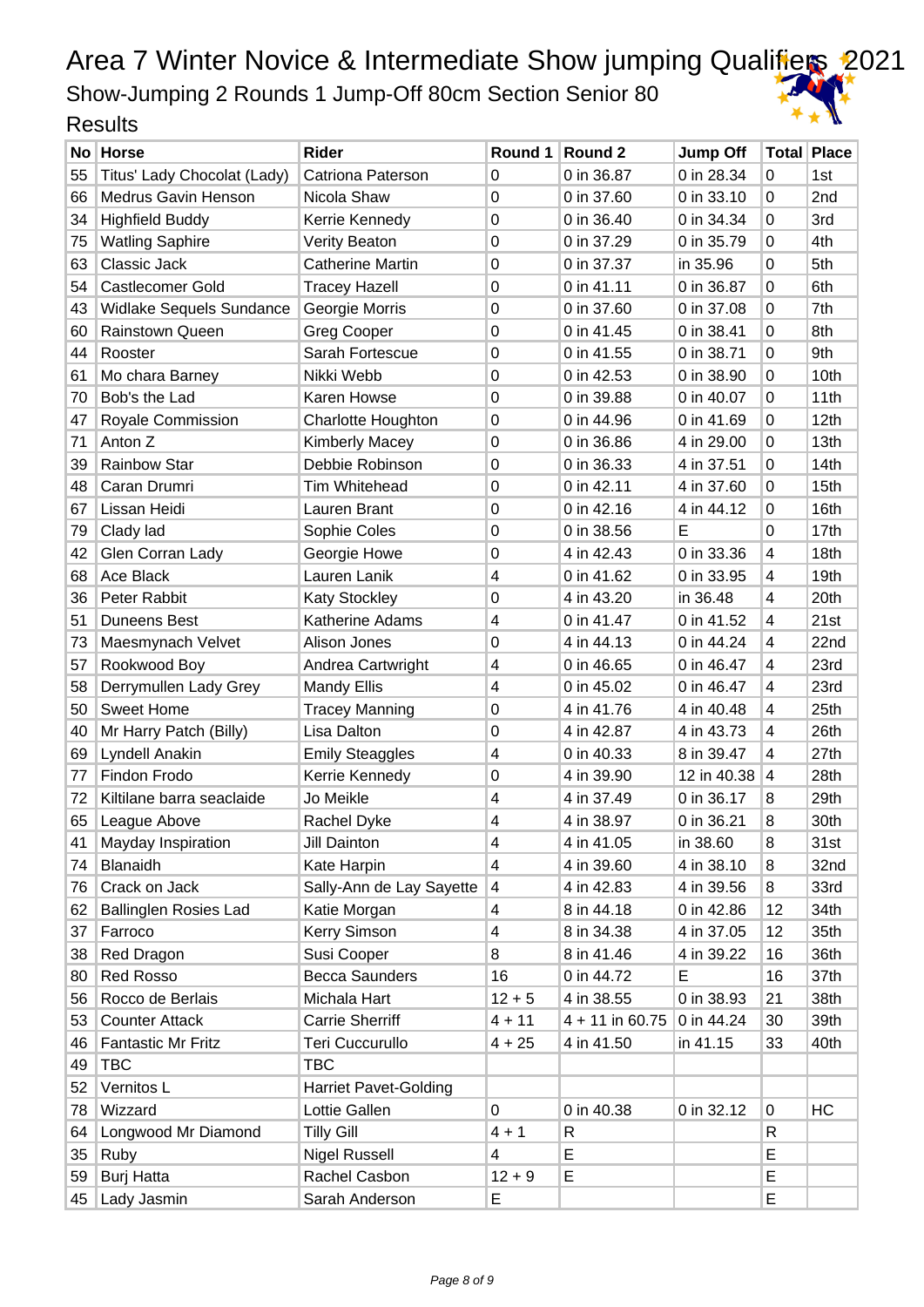# Area 7 Winter Novice & Intermediate Show jumping Qualifiers 2021

## Show-Jumping 2 Rounds 1 Jump-Off 80cm Section Senior 80

### Results

| No | Horse | Rider | Round 1 | Round 2 | Jump Off | Total | Place |
|---|---|---|---|---|---|---|---|
| 55 | Titus' Lady Chocolat (Lady) | Catriona Paterson | 0 | 0 in 36.87 | 0 in 28.34 | 0 | 1st |
| 66 | Medrus Gavin Henson | Nicola Shaw | 0 | 0 in 37.60 | 0 in 33.10 | 0 | 2nd |
| 34 | Highfield Buddy | Kerrie Kennedy | 0 | 0 in 36.40 | 0 in 34.34 | 0 | 3rd |
| 75 | Watling Saphire | Verity Beaton | 0 | 0 in 37.29 | 0 in 35.79 | 0 | 4th |
| 63 | Classic Jack | Catherine Martin | 0 | 0 in 37.37 | in 35.96 | 0 | 5th |
| 54 | Castlecomer Gold | Tracey Hazell | 0 | 0 in 41.11 | 0 in 36.87 | 0 | 6th |
| 43 | Widlake Sequels Sundance | Georgie Morris | 0 | 0 in 37.60 | 0 in 37.08 | 0 | 7th |
| 60 | Rainstown Queen | Greg Cooper | 0 | 0 in 41.45 | 0 in 38.41 | 0 | 8th |
| 44 | Rooster | Sarah Fortescue | 0 | 0 in 41.55 | 0 in 38.71 | 0 | 9th |
| 61 | Mo chara Barney | Nikki Webb | 0 | 0 in 42.53 | 0 in 38.90 | 0 | 10th |
| 70 | Bob's the Lad | Karen Howse | 0 | 0 in 39.88 | 0 in 40.07 | 0 | 11th |
| 47 | Royale Commission | Charlotte Houghton | 0 | 0 in 44.96 | 0 in 41.69 | 0 | 12th |
| 71 | Anton Z | Kimberly Macey | 0 | 0 in 36.86 | 4 in 29.00 | 0 | 13th |
| 39 | Rainbow Star | Debbie Robinson | 0 | 0 in 36.33 | 4 in 37.51 | 0 | 14th |
| 48 | Caran Drumri | Tim Whitehead | 0 | 0 in 42.11 | 4 in 37.60 | 0 | 15th |
| 67 | Lissan Heidi | Lauren Brant | 0 | 0 in 42.16 | 4 in 44.12 | 0 | 16th |
| 79 | Clady lad | Sophie Coles | 0 | 0 in 38.56 | E | 0 | 17th |
| 42 | Glen Corran Lady | Georgie Howe | 0 | 4 in 42.43 | 0 in 33.36 | 4 | 18th |
| 68 | Ace Black | Lauren Lanik | 4 | 0 in 41.62 | 0 in 33.95 | 4 | 19th |
| 36 | Peter Rabbit | Katy Stockley | 0 | 4 in 43.20 | in 36.48 | 4 | 20th |
| 51 | Duneens Best | Katherine Adams | 4 | 0 in 41.47 | 0 in 41.52 | 4 | 21st |
| 73 | Maesmynach Velvet | Alison Jones | 0 | 4 in 44.13 | 0 in 44.24 | 4 | 22nd |
| 57 | Rookwood Boy | Andrea Cartwright | 4 | 0 in 46.65 | 0 in 46.47 | 4 | 23rd |
| 58 | Derrymullen Lady Grey | Mandy Ellis | 4 | 0 in 45.02 | 0 in 46.47 | 4 | 23rd |
| 50 | Sweet Home | Tracey Manning | 0 | 4 in 41.76 | 4 in 40.48 | 4 | 25th |
| 40 | Mr Harry Patch (Billy) | Lisa Dalton | 0 | 4 in 42.87 | 4 in 43.73 | 4 | 26th |
| 69 | Lyndell Anakin | Emily Steaggles | 4 | 0 in 40.33 | 8 in 39.47 | 4 | 27th |
| 77 | Findon Frodo | Kerrie Kennedy | 0 | 4 in 39.90 | 12 in 40.38 | 4 | 28th |
| 72 | Kiltilane barra seaclaide | Jo Meikle | 4 | 4 in 37.49 | 0 in 36.17 | 8 | 29th |
| 65 | League Above | Rachel Dyke | 4 | 4 in 38.97 | 0 in 36.21 | 8 | 30th |
| 41 | Mayday Inspiration | Jill Dainton | 4 | 4 in 41.05 | in 38.60 | 8 | 31st |
| 74 | Blanaidh | Kate Harpin | 4 | 4 in 39.60 | 4 in 38.10 | 8 | 32nd |
| 76 | Crack on Jack | Sally-Ann de Lay Sayette | 4 | 4 in 42.83 | 4 in 39.56 | 8 | 33rd |
| 62 | Ballinglen Rosies Lad | Katie Morgan | 4 | 8 in 44.18 | 0 in 42.86 | 12 | 34th |
| 37 | Farroco | Kerry Simson | 4 | 8 in 34.38 | 4 in 37.05 | 12 | 35th |
| 38 | Red Dragon | Susi Cooper | 8 | 8 in 41.46 | 4 in 39.22 | 16 | 36th |
| 80 | Red Rosso | Becca Saunders | 16 | 0 in 44.72 | E | 16 | 37th |
| 56 | Rocco de Berlais | Michala Hart | 12 + 5 | 4 in 38.55 | 0 in 38.93 | 21 | 38th |
| 53 | Counter Attack | Carrie Sherriff | 4 + 11 | 4 + 11 in 60.75 | 0 in 44.24 | 30 | 39th |
| 46 | Fantastic Mr Fritz | Teri Cuccurullo | 4 + 25 | 4 in 41.50 | in 41.15 | 33 | 40th |
| 49 | TBC | TBC | | | | | |
| 52 | Vernitos L | Harriet Pavet-Golding | | | | | |
| 78 | Wizzard | Lottie Gallen | 0 | 0 in 40.38 | 0 in 32.12 | 0 | HC |
| 64 | Longwood Mr Diamond | Tilly Gill | 4 + 1 | R | | R | |
| 35 | Ruby | Nigel Russell | 4 | E | | E | |
| 59 | Burj Hatta | Rachel Casbon | 12 + 9 | E | | E | |
| 45 | Lady Jasmin | Sarah Anderson | E | | | E | |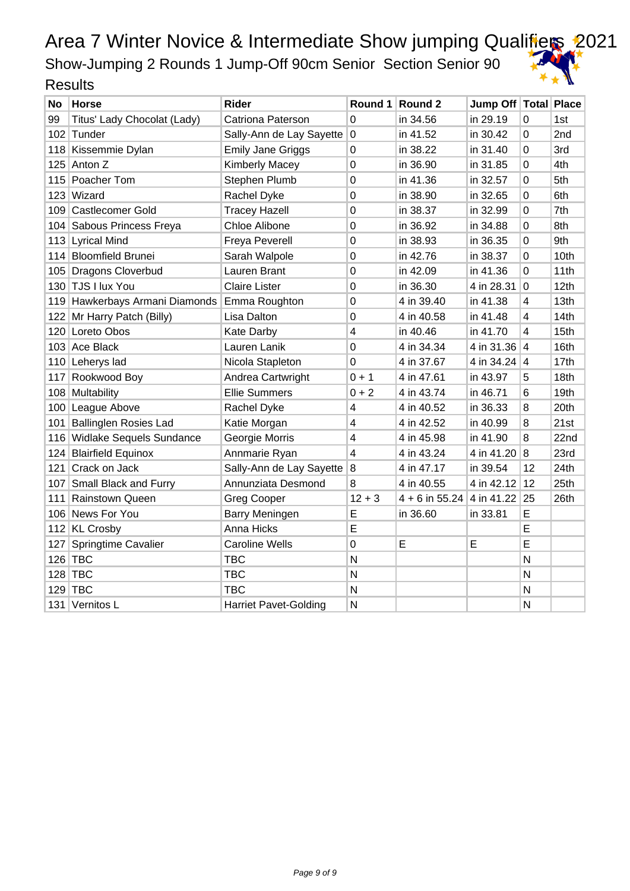# Area 7 Winter Novice & Intermediate Show jumping Qualifiers 2021

## Show-Jumping 2 Rounds 1 Jump-Off 90cm Senior Section Senior 90

### Results

| No | Horse | Rider | Round 1 | Round 2 | Jump Off | Total | Place |
|---|---|---|---|---|---|---|---|
| 99 | Titus' Lady Chocolat (Lady) | Catriona Paterson | 0 | in 34.56 | in 29.19 | 0 | 1st |
| 102 | Tunder | Sally-Ann de Lay Sayette | 0 | in 41.52 | in 30.42 | 0 | 2nd |
| 118 | Kissemmie Dylan | Emily Jane Griggs | 0 | in 38.22 | in 31.40 | 0 | 3rd |
| 125 | Anton Z | Kimberly Macey | 0 | in 36.90 | in 31.85 | 0 | 4th |
| 115 | Poacher Tom | Stephen Plumb | 0 | in 41.36 | in 32.57 | 0 | 5th |
| 123 | Wizard | Rachel Dyke | 0 | in 38.90 | in 32.65 | 0 | 6th |
| 109 | Castlecomer Gold | Tracey Hazell | 0 | in 38.37 | in 32.99 | 0 | 7th |
| 104 | Sabous Princess Freya | Chloe Alibone | 0 | in 36.92 | in 34.88 | 0 | 8th |
| 113 | Lyrical Mind | Freya Peverell | 0 | in 38.93 | in 36.35 | 0 | 9th |
| 114 | Bloomfield Brunei | Sarah Walpole | 0 | in 42.76 | in 38.37 | 0 | 10th |
| 105 | Dragons Cloverbud | Lauren Brant | 0 | in 42.09 | in 41.36 | 0 | 11th |
| 130 | TJS I lux You | Claire Lister | 0 | in 36.30 | 4 in 28.31 | 0 | 12th |
| 119 | Hawkerbays Armani Diamonds | Emma Roughton | 0 | 4 in 39.40 | in 41.38 | 4 | 13th |
| 122 | Mr Harry Patch (Billy) | Lisa Dalton | 0 | 4 in 40.58 | in 41.48 | 4 | 14th |
| 120 | Loreto Obos | Kate Darby | 4 | in 40.46 | in 41.70 | 4 | 15th |
| 103 | Ace Black | Lauren Lanik | 0 | 4 in 34.34 | 4 in 31.36 | 4 | 16th |
| 110 | Leherys lad | Nicola Stapleton | 0 | 4 in 37.67 | 4 in 34.24 | 4 | 17th |
| 117 | Rookwood Boy | Andrea Cartwright | 0 + 1 | 4 in 47.61 | in 43.97 | 5 | 18th |
| 108 | Multability | Ellie Summers | 0 + 2 | 4 in 43.74 | in 46.71 | 6 | 19th |
| 100 | League Above | Rachel Dyke | 4 | 4 in 40.52 | in 36.33 | 8 | 20th |
| 101 | Ballinglen Rosies Lad | Katie Morgan | 4 | 4 in 42.52 | in 40.99 | 8 | 21st |
| 116 | Widlake Sequels Sundance | Georgie Morris | 4 | 4 in 45.98 | in 41.90 | 8 | 22nd |
| 124 | Blairfield Equinox | Annmarie Ryan | 4 | 4 in 43.24 | 4 in 41.20 | 8 | 23rd |
| 121 | Crack on Jack | Sally-Ann de Lay Sayette | 8 | 4 in 47.17 | in 39.54 | 12 | 24th |
| 107 | Small Black and Furry | Annunziata Desmond | 8 | 4 in 40.55 | 4 in 42.12 | 12 | 25th |
| 111 | Rainstown Queen | Greg Cooper | 12 + 3 | 4 + 6 in 55.24 | 4 in 41.22 | 25 | 26th |
| 106 | News For You | Barry Meningen | E | in 36.60 | in 33.81 | E | |
| 112 | KL Crosby | Anna Hicks | E | | | E | |
| 127 | Springtime Cavalier | Caroline Wells | 0 | E | E | E | |
| 126 | TBC | TBC | N | | | N | |
| 128 | TBC | TBC | N | | | N | |
| 129 | TBC | TBC | N | | | N | |
| 131 | Vernitos L | Harriet Pavet-Golding | N | | | N | |